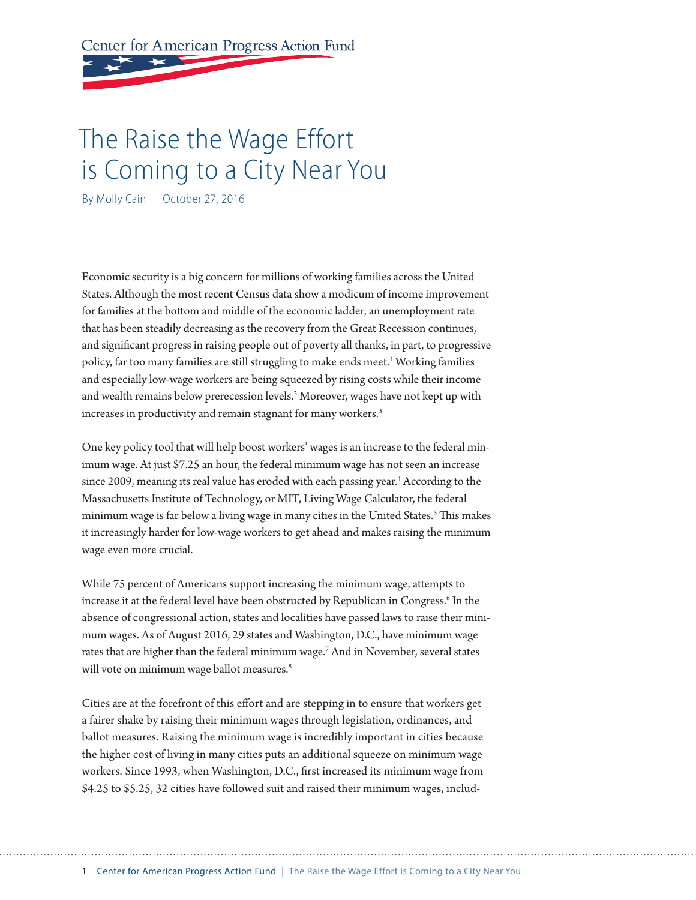Center for American Progress Action Fund

# The Raise the Wage Effort is Coming to a City Near You

By Molly Cain October 27, 2016

Economic security is a big concern for millions of working families across the United States. Although the most recent Census data show a modicum of income improvement for families at the bottom and middle of the economic ladder, an unemployment rate that has been steadily decreasing as the recovery from the Great Recession continues, and significant progress in raising people out of poverty all thanks, in part, to progressive policy, far too many families are still struggling to make ends meet.[1] Working families and especially low-wage workers are being squeezed by rising costs while their income and wealth remains below prerecession levels.[2] Moreover, wages have not kept up with increases in productivity and remain stagnant for many workers.[3]

One key policy tool that will help boost workers' wages is an increase to the federal minimum wage. At just $7.25 an hour, the federal minimum wage has not seen an increase since 2009, meaning its real value has eroded with each passing year.[4] According to the Massachusetts Institute of Technology, or MIT, Living Wage Calculator, the federal minimum wage is far below a living wage in many cities in the United States.[5] This makes it increasingly harder for low-wage workers to get ahead and makes raising the minimum wage even more crucial.

While 75 percent of Americans support increasing the minimum wage, attempts to increase it at the federal level have been obstructed by Republican in Congress.[6] In the absence of congressional action, states and localities have passed laws to raise their minimum wages. As of August 2016, 29 states and Washington, D.C., have minimum wage rates that are higher than the federal minimum wage.[7] And in November, several states will vote on minimum wage ballot measures.[8]

Cities are at the forefront of this effort and are stepping in to ensure that workers get a fairer shake by raising their minimum wages through legislation, ordinances, and ballot measures. Raising the minimum wage is incredibly important in cities because the higher cost of living in many cities puts an additional squeeze on minimum wage workers. Since 1993, when Washington, D.C., first increased its minimum wage from $4.25 to $5.25, 32 cities have followed suit and raised their minimum wages, includ-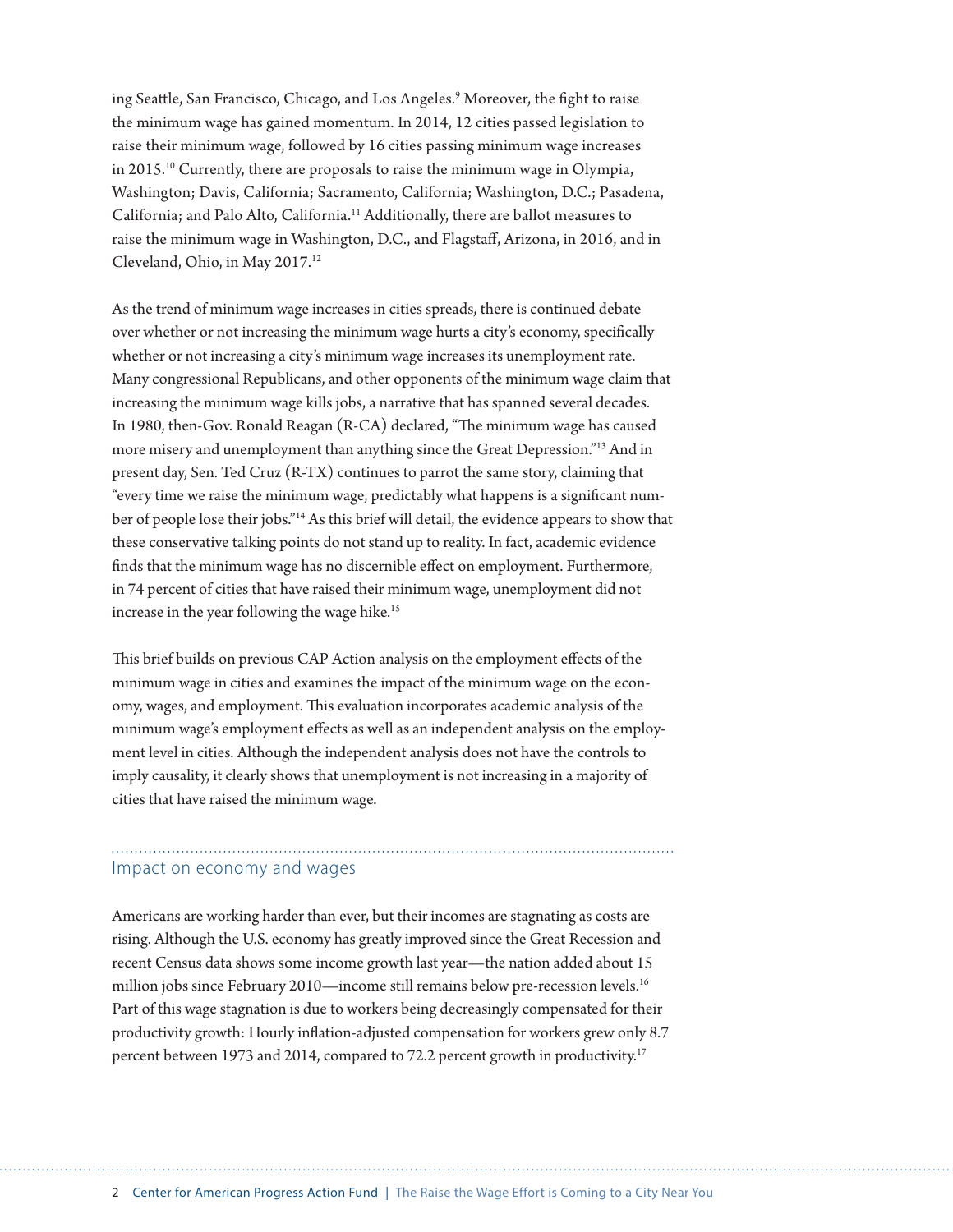ing Seattle, San Francisco, Chicago, and Los Angeles.[9] Moreover, the fight to raise the minimum wage has gained momentum. In 2014, 12 cities passed legislation to raise their minimum wage, followed by 16 cities passing minimum wage increases in 2015.[10] Currently, there are proposals to raise the minimum wage in Olympia, Washington; Davis, California; Sacramento, California; Washington, D.C.; Pasadena, California; and Palo Alto, California.[11] Additionally, there are ballot measures to raise the minimum wage in Washington, D.C., and Flagstaff, Arizona, in 2016, and in Cleveland, Ohio, in May 2017.[12]

As the trend of minimum wage increases in cities spreads, there is continued debate over whether or not increasing the minimum wage hurts a city's economy, specifically whether or not increasing a city's minimum wage increases its unemployment rate. Many congressional Republicans, and other opponents of the minimum wage claim that increasing the minimum wage kills jobs, a narrative that has spanned several decades. In 1980, then-Gov. Ronald Reagan (R-CA) declared, "The minimum wage has caused more misery and unemployment than anything since the Great Depression."[13] And in present day, Sen. Ted Cruz (R-TX) continues to parrot the same story, claiming that "every time we raise the minimum wage, predictably what happens is a significant number of people lose their jobs."[14] As this brief will detail, the evidence appears to show that these conservative talking points do not stand up to reality. In fact, academic evidence finds that the minimum wage has no discernible effect on employment. Furthermore, in 74 percent of cities that have raised their minimum wage, unemployment did not increase in the year following the wage hike.[15]

This brief builds on previous CAP Action analysis on the employment effects of the minimum wage in cities and examines the impact of the minimum wage on the economy, wages, and employment. This evaluation incorporates academic analysis of the minimum wage's employment effects as well as an independent analysis on the employment level in cities. Although the independent analysis does not have the controls to imply causality, it clearly shows that unemployment is not increasing in a majority of cities that have raised the minimum wage.

## Impact on economy and wages

Americans are working harder than ever, but their incomes are stagnating as costs are rising. Although the U.S. economy has greatly improved since the Great Recession and recent Census data shows some income growth last year—the nation added about 15 million jobs since February 2010—income still remains below pre-recession levels.[16] Part of this wage stagnation is due to workers being decreasingly compensated for their productivity growth: Hourly inflation-adjusted compensation for workers grew only 8.7 percent between 1973 and 2014, compared to 72.2 percent growth in productivity.[17]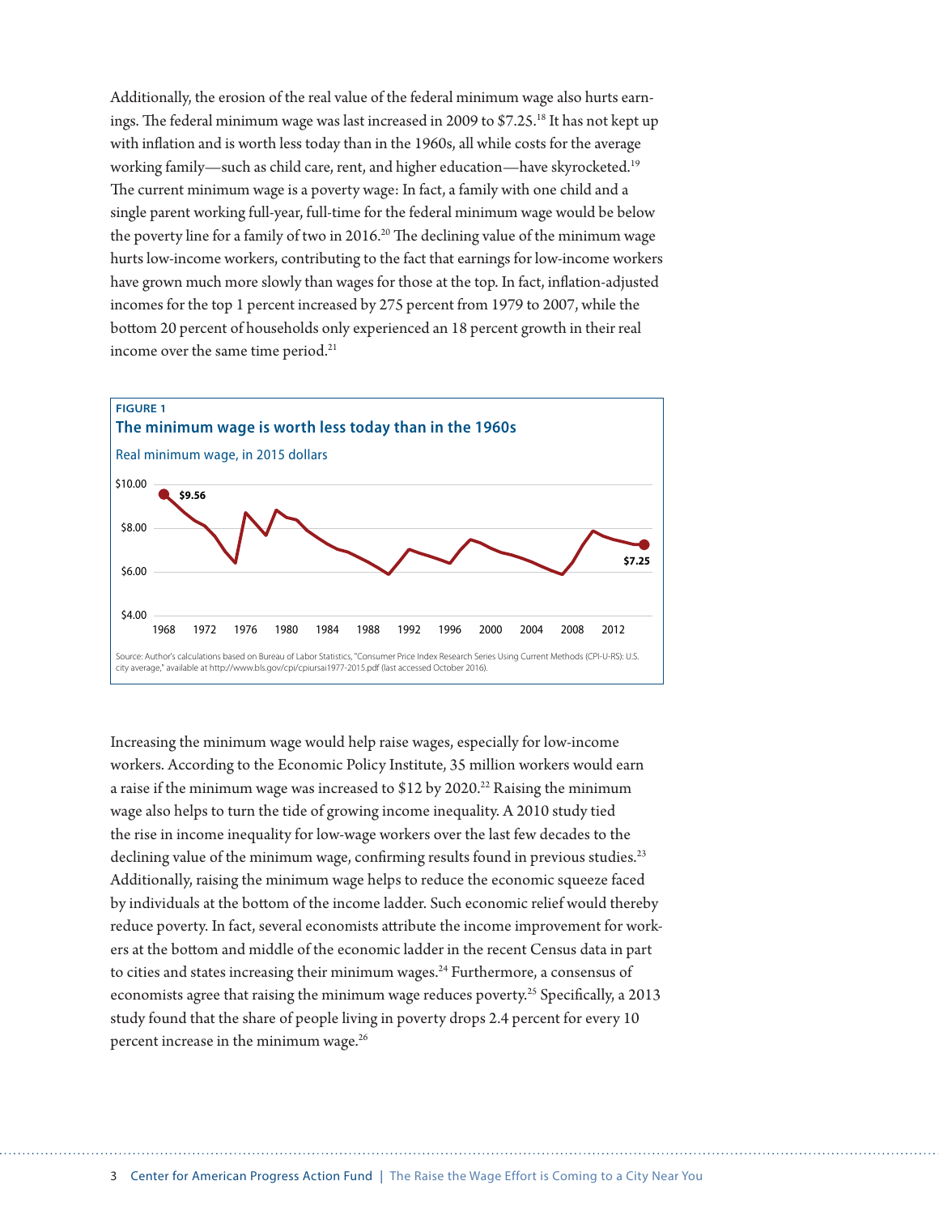Additionally, the erosion of the real value of the federal minimum wage also hurts earnings. The federal minimum wage was last increased in 2009 to $7.25.[18] It has not kept up with inflation and is worth less today than in the 1960s, all while costs for the average working family—such as child care, rent, and higher education—have skyrocketed.[19] The current minimum wage is a poverty wage: In fact, a family with one child and a single parent working full-year, full-time for the federal minimum wage would be below the poverty line for a family of two in 2016.[20] The declining value of the minimum wage hurts low-income workers, contributing to the fact that earnings for low-income workers have grown much more slowly than wages for those at the top. In fact, inflation-adjusted incomes for the top 1 percent increased by 275 percent from 1979 to 2007, while the bottom 20 percent of households only experienced an 18 percent growth in their real income over the same time period.[21]

**FIGURE 1**

**The minimum wage is worth less today than in the 1960s**

Real minimum wage, in 2015 dollars

Source: Author's calculations based on Bureau of Labor Statistics, "Consumer Price Index Research Series Using Current Methods (CPI-U-RS): U.S. city average," available at http://www.bls.gov/cpi/cpiursai1977-2015.pdf (last accessed October 2016).

Increasing the minimum wage would help raise wages, especially for low-income workers. According to the Economic Policy Institute, 35 million workers would earn a raise if the minimum wage was increased to $12 by 2020.[22] Raising the minimum wage also helps to turn the tide of growing income inequality. A 2010 study tied the rise in income inequality for low-wage workers over the last few decades to the declining value of the minimum wage, confirming results found in previous studies.[23] Additionally, raising the minimum wage helps to reduce the economic squeeze faced by individuals at the bottom of the income ladder. Such economic relief would thereby reduce poverty. In fact, several economists attribute the income improvement for workers at the bottom and middle of the economic ladder in the recent Census data in part to cities and states increasing their minimum wages.[24] Furthermore, a consensus of economists agree that raising the minimum wage reduces poverty.[25] Specifically, a 2013 study found that the share of people living in poverty drops 2.4 percent for every 10 percent increase in the minimum wage.[26]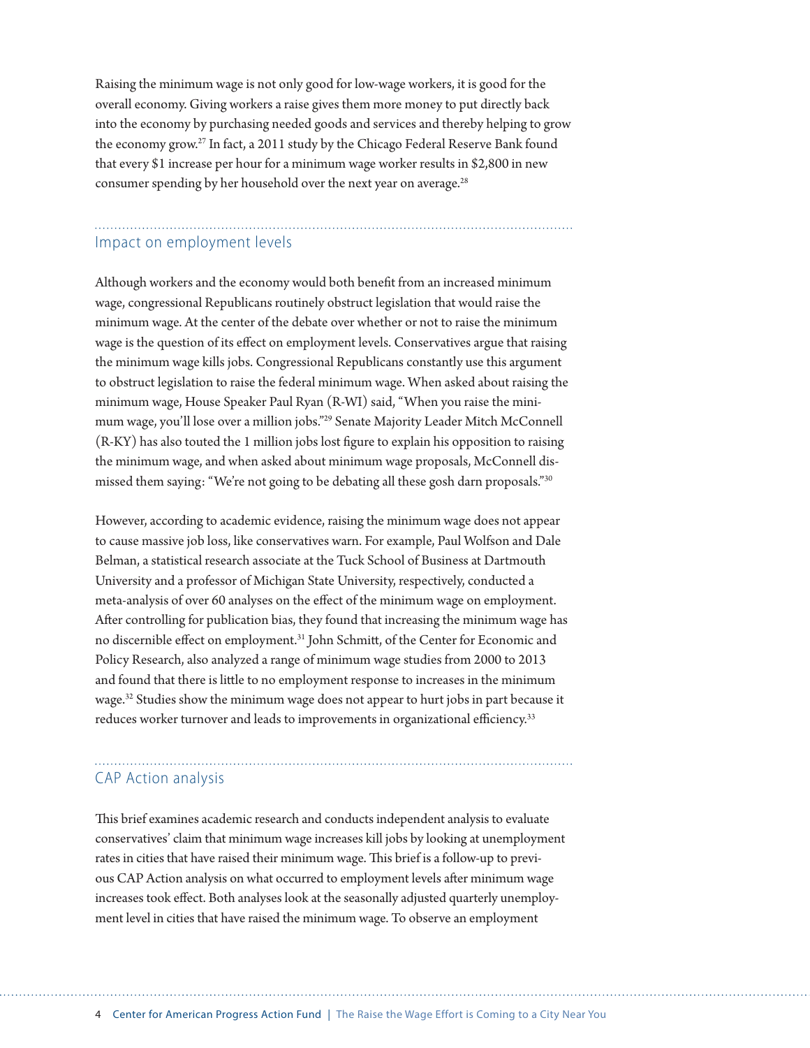Raising the minimum wage is not only good for low-wage workers, it is good for the overall economy. Giving workers a raise gives them more money to put directly back into the economy by purchasing needed goods and services and thereby helping to grow the economy grow.[27] In fact, a 2011 study by the Chicago Federal Reserve Bank found that every $1 increase per hour for a minimum wage worker results in $2,800 in new consumer spending by her household over the next year on average.[28]

## Impact on employment levels

Although workers and the economy would both benefit from an increased minimum wage, congressional Republicans routinely obstruct legislation that would raise the minimum wage. At the center of the debate over whether or not to raise the minimum wage is the question of its effect on employment levels. Conservatives argue that raising the minimum wage kills jobs. Congressional Republicans constantly use this argument to obstruct legislation to raise the federal minimum wage. When asked about raising the minimum wage, House Speaker Paul Ryan (R-WI) said, "When you raise the minimum wage, you'll lose over a million jobs."[29] Senate Majority Leader Mitch McConnell (R-KY) has also touted the 1 million jobs lost figure to explain his opposition to raising the minimum wage, and when asked about minimum wage proposals, McConnell dismissed them saying: "We're not going to be debating all these gosh darn proposals."[30]

However, according to academic evidence, raising the minimum wage does not appear to cause massive job loss, like conservatives warn. For example, Paul Wolfson and Dale Belman, a statistical research associate at the Tuck School of Business at Dartmouth University and a professor of Michigan State University, respectively, conducted a meta-analysis of over 60 analyses on the effect of the minimum wage on employment. After controlling for publication bias, they found that increasing the minimum wage has no discernible effect on employment.[31] John Schmitt, of the Center for Economic and Policy Research, also analyzed a range of minimum wage studies from 2000 to 2013 and found that there is little to no employment response to increases in the minimum wage.[32] Studies show the minimum wage does not appear to hurt jobs in part because it reduces worker turnover and leads to improvements in organizational efficiency.[33]

## CAP Action analysis

This brief examines academic research and conducts independent analysis to evaluate conservatives' claim that minimum wage increases kill jobs by looking at unemployment rates in cities that have raised their minimum wage. This brief is a follow-up to previous CAP Action analysis on what occurred to employment levels after minimum wage increases took effect. Both analyses look at the seasonally adjusted quarterly unemployment level in cities that have raised the minimum wage. To observe an employment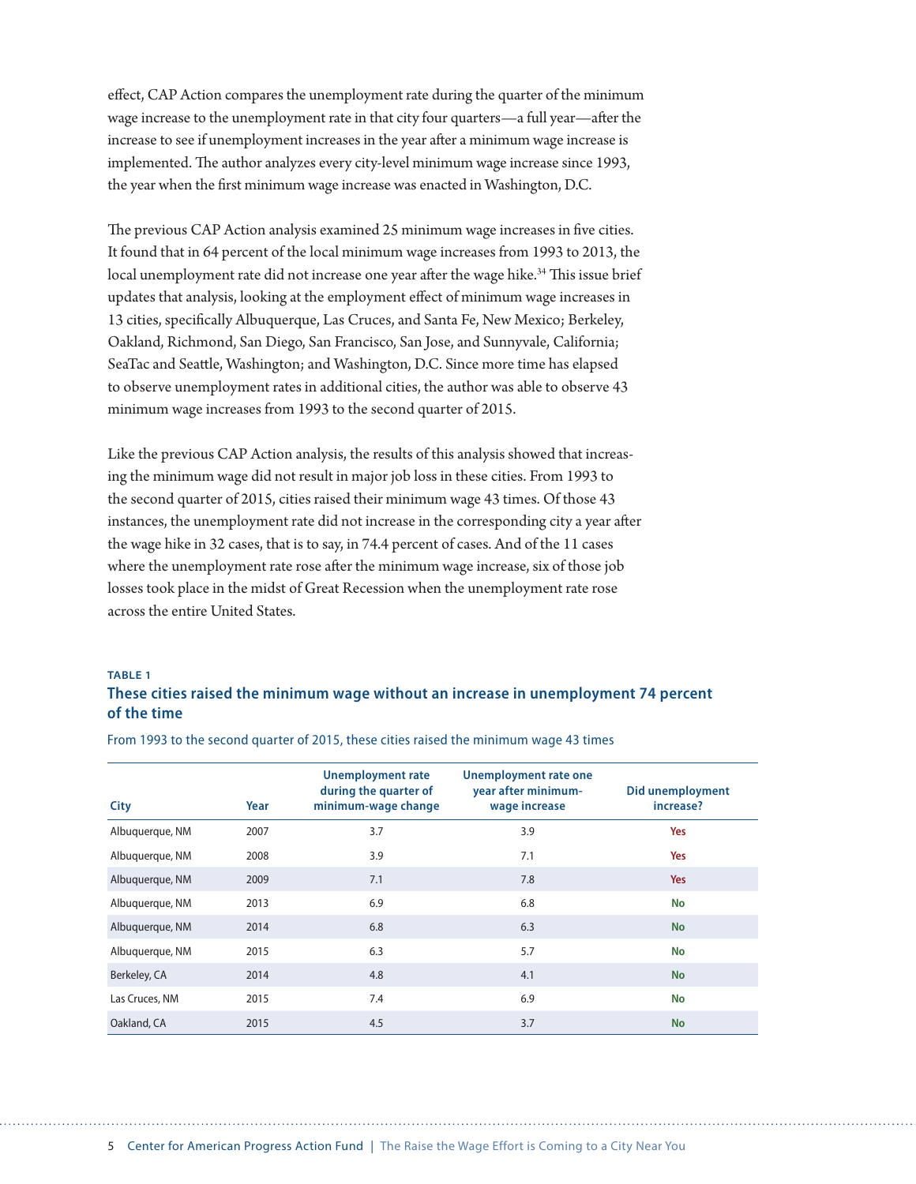effect, CAP Action compares the unemployment rate during the quarter of the minimum wage increase to the unemployment rate in that city four quarters—a full year—after the increase to see if unemployment increases in the year after a minimum wage increase is implemented. The author analyzes every city-level minimum wage increase since 1993, the year when the first minimum wage increase was enacted in Washington, D.C.

The previous CAP Action analysis examined 25 minimum wage increases in five cities. It found that in 64 percent of the local minimum wage increases from 1993 to 2013, the local unemployment rate did not increase one year after the wage hike.[34] This issue brief updates that analysis, looking at the employment effect of minimum wage increases in 13 cities, specifically Albuquerque, Las Cruces, and Santa Fe, New Mexico; Berkeley, Oakland, Richmond, San Diego, San Francisco, San Jose, and Sunnyvale, California; SeaTac and Seattle, Washington; and Washington, D.C. Since more time has elapsed to observe unemployment rates in additional cities, the author was able to observe 43 minimum wage increases from 1993 to the second quarter of 2015.

Like the previous CAP Action analysis, the results of this analysis showed that increasing the minimum wage did not result in major job loss in these cities. From 1993 to the second quarter of 2015, cities raised their minimum wage 43 times. Of those 43 instances, the unemployment rate did not increase in the corresponding city a year after the wage hike in 32 cases, that is to say, in 74.4 percent of cases. And of the 11 cases where the unemployment rate rose after the minimum wage increase, six of those job losses took place in the midst of Great Recession when the unemployment rate rose across the entire United States.

**TABLE 1**

**These cities raised the minimum wage without an increase in unemployment 74 percent of the time**

From 1993 to the second quarter of 2015, these cities raised the minimum wage 43 times

| City | Year | Unemployment rate during the quarter of minimum-wage change | Unemployment rate one year after minimum-wage increase | Did unemployment increase? |
|---|---|---|---|---|
| Albuquerque, NM | 2007 | 3.7 | 3.9 | Yes |
| Albuquerque, NM | 2008 | 3.9 | 7.1 | Yes |
| Albuquerque, NM | 2009 | 7.1 | 7.8 | Yes |
| Albuquerque, NM | 2013 | 6.9 | 6.8 | No |
| Albuquerque, NM | 2014 | 6.8 | 6.3 | No |
| Albuquerque, NM | 2015 | 6.3 | 5.7 | No |
| Berkeley, CA | 2014 | 4.8 | 4.1 | No |
| Las Cruces, NM | 2015 | 7.4 | 6.9 | No |
| Oakland, CA | 2015 | 4.5 | 3.7 | No |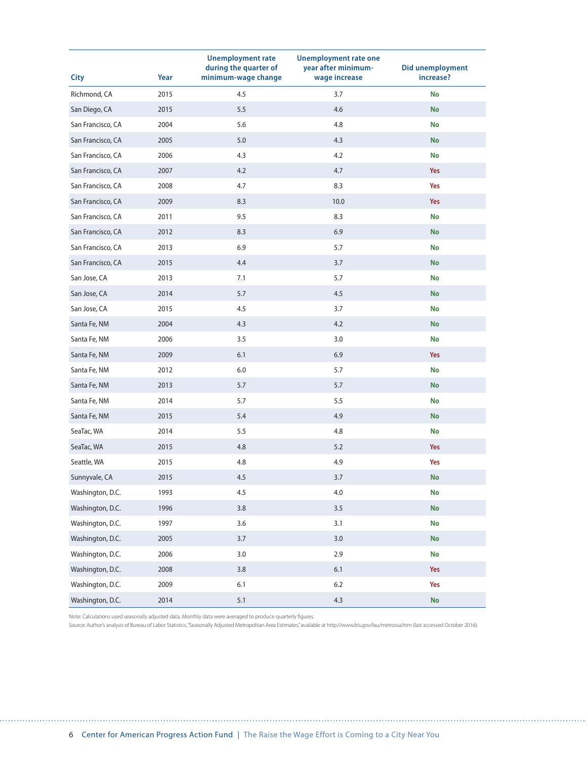| City | Year | Unemployment rate during the quarter of minimum-wage change | Unemployment rate one year after minimum-wage increase | Did unemployment increase? |
|---|---|---|---|---|
| Richmond, CA | 2015 | 4.5 | 3.7 | No |
| San Diego, CA | 2015 | 5.5 | 4.6 | No |
| San Francisco, CA | 2004 | 5.6 | 4.8 | No |
| San Francisco, CA | 2005 | 5.0 | 4.3 | No |
| San Francisco, CA | 2006 | 4.3 | 4.2 | No |
| San Francisco, CA | 2007 | 4.2 | 4.7 | Yes |
| San Francisco, CA | 2008 | 4.7 | 8.3 | Yes |
| San Francisco, CA | 2009 | 8.3 | 10.0 | Yes |
| San Francisco, CA | 2011 | 9.5 | 8.3 | No |
| San Francisco, CA | 2012 | 8.3 | 6.9 | No |
| San Francisco, CA | 2013 | 6.9 | 5.7 | No |
| San Francisco, CA | 2015 | 4.4 | 3.7 | No |
| San Jose, CA | 2013 | 7.1 | 5.7 | No |
| San Jose, CA | 2014 | 5.7 | 4.5 | No |
| San Jose, CA | 2015 | 4.5 | 3.7 | No |
| Santa Fe, NM | 2004 | 4.3 | 4.2 | No |
| Santa Fe, NM | 2006 | 3.5 | 3.0 | No |
| Santa Fe, NM | 2009 | 6.1 | 6.9 | Yes |
| Santa Fe, NM | 2012 | 6.0 | 5.7 | No |
| Santa Fe, NM | 2013 | 5.7 | 5.7 | No |
| Santa Fe, NM | 2014 | 5.7 | 5.5 | No |
| Santa Fe, NM | 2015 | 5.4 | 4.9 | No |
| SeaTac, WA | 2014 | 5.5 | 4.8 | No |
| SeaTac, WA | 2015 | 4.8 | 5.2 | Yes |
| Seattle, WA | 2015 | 4.8 | 4.9 | Yes |
| Sunnyvale, CA | 2015 | 4.5 | 3.7 | No |
| Washington, D.C. | 1993 | 4.5 | 4.0 | No |
| Washington, D.C. | 1996 | 3.8 | 3.5 | No |
| Washington, D.C. | 1997 | 3.6 | 3.1 | No |
| Washington, D.C. | 2005 | 3.7 | 3.0 | No |
| Washington, D.C. | 2006 | 3.0 | 2.9 | No |
| Washington, D.C. | 2008 | 3.8 | 6.1 | Yes |
| Washington, D.C. | 2009 | 6.1 | 6.2 | Yes |
| Washington, D.C. | 2014 | 5.1 | 4.3 | No |

Note: Calculations used seasonally adjusted data. Monthly data were averaged to produce quarterly figures.

Source: Author's analysis of Bureau of Labor Statistics, "Seasonally Adjusted Metropolitan Area Estimates," available at http://www.bls.gov/lau/metrossa.htm (last accessed October 2016).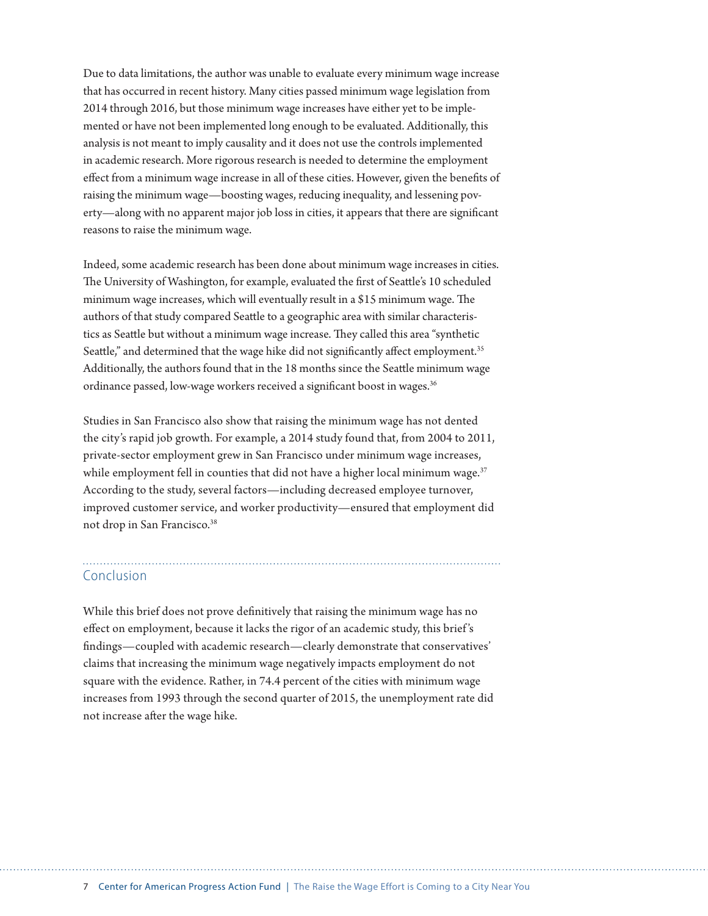Due to data limitations, the author was unable to evaluate every minimum wage increase that has occurred in recent history. Many cities passed minimum wage legislation from 2014 through 2016, but those minimum wage increases have either yet to be implemented or have not been implemented long enough to be evaluated. Additionally, this analysis is not meant to imply causality and it does not use the controls implemented in academic research. More rigorous research is needed to determine the employment effect from a minimum wage increase in all of these cities. However, given the benefits of raising the minimum wage—boosting wages, reducing inequality, and lessening poverty—along with no apparent major job loss in cities, it appears that there are significant reasons to raise the minimum wage.

Indeed, some academic research has been done about minimum wage increases in cities. The University of Washington, for example, evaluated the first of Seattle's 10 scheduled minimum wage increases, which will eventually result in a $15 minimum wage. The authors of that study compared Seattle to a geographic area with similar characteristics as Seattle but without a minimum wage increase. They called this area "synthetic Seattle," and determined that the wage hike did not significantly affect employment.[35] Additionally, the authors found that in the 18 months since the Seattle minimum wage ordinance passed, low-wage workers received a significant boost in wages.[36]

Studies in San Francisco also show that raising the minimum wage has not dented the city's rapid job growth. For example, a 2014 study found that, from 2004 to 2011, private-sector employment grew in San Francisco under minimum wage increases, while employment fell in counties that did not have a higher local minimum wage.[37] According to the study, several factors—including decreased employee turnover, improved customer service, and worker productivity—ensured that employment did not drop in San Francisco.[38]

## Conclusion

While this brief does not prove definitively that raising the minimum wage has no effect on employment, because it lacks the rigor of an academic study, this brief's findings—coupled with academic research—clearly demonstrate that conservatives' claims that increasing the minimum wage negatively impacts employment do not square with the evidence. Rather, in 74.4 percent of the cities with minimum wage increases from 1993 through the second quarter of 2015, the unemployment rate did not increase after the wage hike.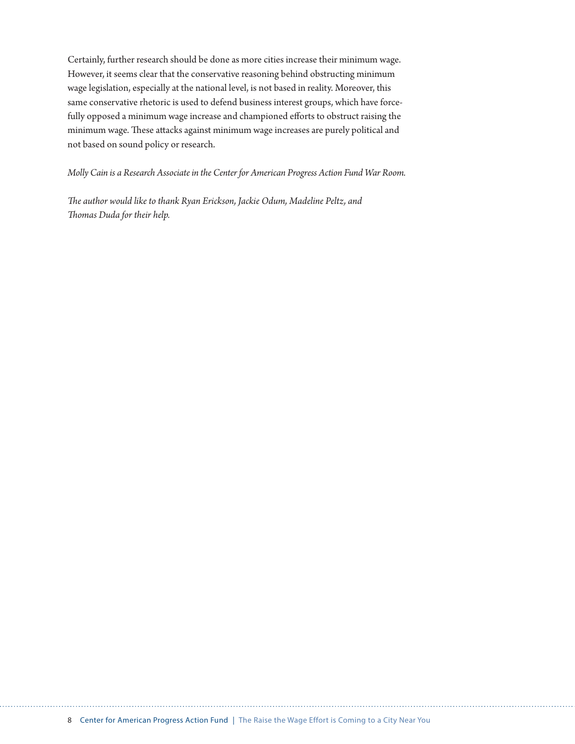Certainly, further research should be done as more cities increase their minimum wage. However, it seems clear that the conservative reasoning behind obstructing minimum wage legislation, especially at the national level, is not based in reality. Moreover, this same conservative rhetoric is used to defend business interest groups, which have forcefully opposed a minimum wage increase and championed efforts to obstruct raising the minimum wage. These attacks against minimum wage increases are purely political and not based on sound policy or research.

*Molly Cain is a Research Associate in the Center for American Progress Action Fund War Room.*

*The author would like to thank Ryan Erickson, Jackie Odum, Madeline Peltz, and Thomas Duda for their help.*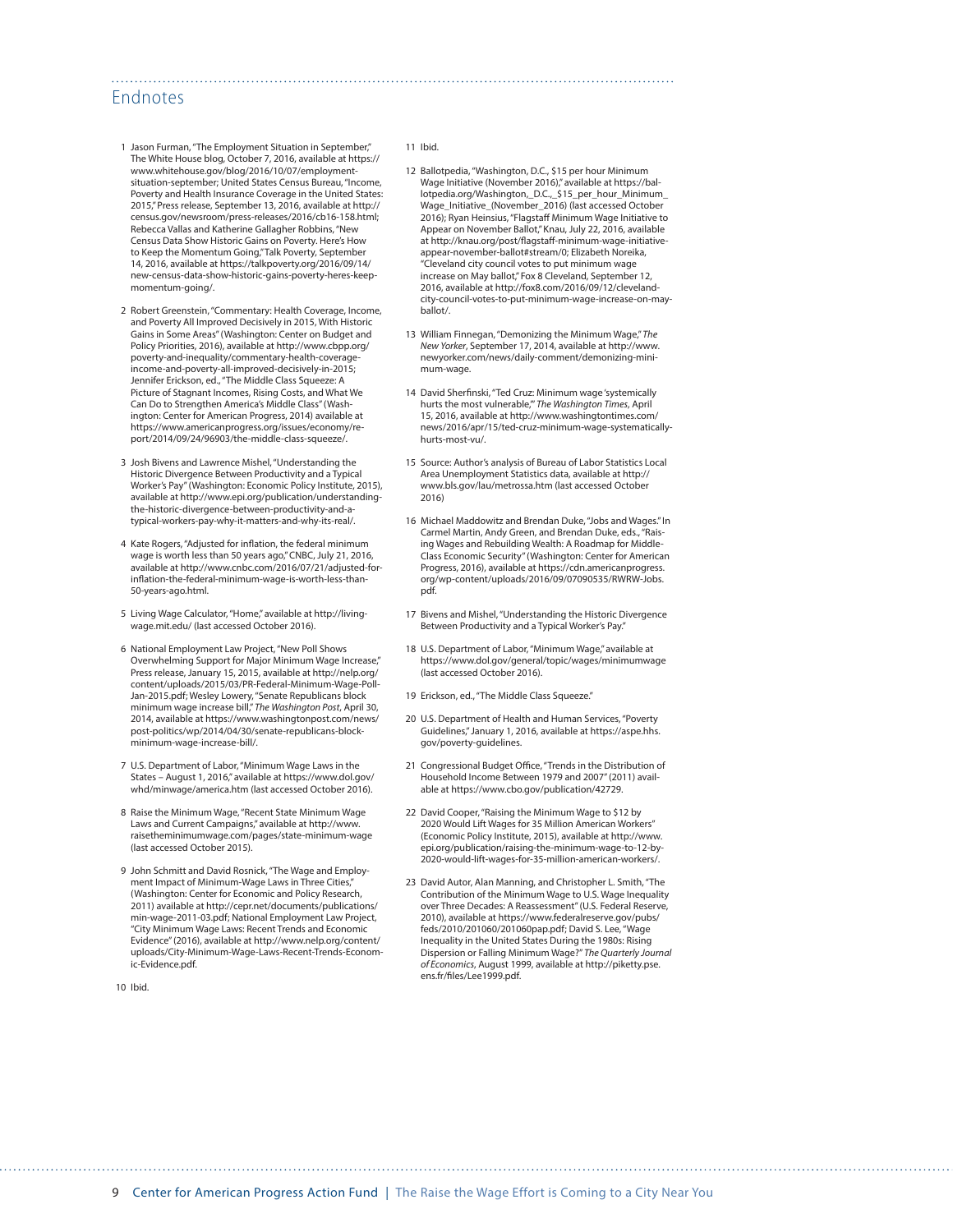## Endnotes

1 Jason Furman, "The Employment Situation in September," The White House blog, October 7, 2016, available at https://www.whitehouse.gov/blog/2016/10/07/employment-situation-september; United States Census Bureau, "Income, Poverty and Health Insurance Coverage in the United States: 2015," Press release, September 13, 2016, available at http://census.gov/newsroom/press-releases/2016/cb16-158.html; Rebecca Vallas and Katherine Gallagher Robbins, "New Census Data Show Historic Gains on Poverty. Here's How to Keep the Momentum Going," Talk Poverty, September 14, 2016, available at https://talkpoverty.org/2016/09/14/new-census-data-show-historic-gains-poverty-heres-keep-momentum-going/.

2 Robert Greenstein, "Commentary: Health Coverage, Income, and Poverty All Improved Decisively in 2015, With Historic Gains in Some Areas" (Washington: Center on Budget and Policy Priorities, 2016), available at http://www.cbpp.org/poverty-and-inequality/commentary-health-coverage-income-and-poverty-all-improved-decisively-in-2015; Jennifer Erickson, ed., "The Middle Class Squeeze: A Picture of Stagnant Incomes, Rising Costs, and What We Can Do to Strengthen America's Middle Class" (Washington: Center for American Progress, 2014) available at https://www.americanprogress.org/issues/economy/report/2014/09/24/96903/the-middle-class-squeeze/.

3 Josh Bivens and Lawrence Mishel, "Understanding the Historic Divergence Between Productivity and a Typical Worker's Pay" (Washington: Economic Policy Institute, 2015), available at http://www.epi.org/publication/understanding-the-historic-divergence-between-productivity-and-a-typical-workers-pay-why-it-matters-and-why-its-real/.

4 Kate Rogers, "Adjusted for inflation, the federal minimum wage is worth less than 50 years ago," CNBC, July 21, 2016, available at http://www.cnbc.com/2016/07/21/adjusted-for-inflation-the-federal-minimum-wage-is-worth-less-than-50-years-ago.html.

5 Living Wage Calculator, "Home," available at http://livingwage.mit.edu/ (last accessed October 2016).

6 National Employment Law Project, "New Poll Shows Overwhelming Support for Major Minimum Wage Increase," Press release, January 15, 2015, available at http://nelp.org/content/uploads/2015/03/PR-Federal-Minimum-Wage-Poll-Jan-2015.pdf; Wesley Lowery, "Senate Republicans block minimum wage increase bill," *The Washington Post*, April 30, 2014, available at https://www.washingtonpost.com/news/post-politics/wp/2014/04/30/senate-republicans-block-minimum-wage-increase-bill/.

7 U.S. Department of Labor, "Minimum Wage Laws in the States – August 1, 2016," available at https://www.dol.gov/whd/minwage/america.htm (last accessed October 2016).

8 Raise the Minimum Wage, "Recent State Minimum Wage Laws and Current Campaigns," available at http://www.raisetheminimumwage.com/pages/state-minimum-wage (last accessed October 2015).

9 John Schmitt and David Rosnick, "The Wage and Employment Impact of Minimum-Wage Laws in Three Cities," (Washington: Center for Economic and Policy Research, 2011) available at http://cepr.net/documents/publications/min-wage-2011-03.pdf; National Employment Law Project, "City Minimum Wage Laws: Recent Trends and Economic Evidence" (2016), available at http://www.nelp.org/content/uploads/City-Minimum-Wage-Laws-Recent-Trends-Economic-Evidence.pdf.

10 Ibid.

11 Ibid.

12 Ballotpedia, "Washington, D.C., $15 per hour Minimum Wage Initiative (November 2016)," available at https://ballotpedia.org/Washington,_D.C.,_$15_per_hour_Minimum_Wage_Initiative_(November_2016) (last accessed October 2016); Ryan Heinsius, "Flagstaff Minimum Wage Initiative to Appear on November Ballot," Knau, July 22, 2016, available at http://knau.org/post/flagstaff-minimum-wage-initiative-appear-november-ballot#stream/0; Elizabeth Noreika, "Cleveland city council votes to put minimum wage increase on May ballot," Fox 8 Cleveland, September 12, 2016, available at http://fox8.com/2016/09/12/cleveland-city-council-votes-to-put-minimum-wage-increase-on-may-ballot/.

13 William Finnegan, "Demonizing the Minimum Wage," *The New Yorker*, September 17, 2014, available at http://www.newyorker.com/news/daily-comment/demonizing-minimum-wage.

14 David Sherfinski, "Ted Cruz: Minimum wage 'systemically hurts the most vulnerable,'" *The Washington Times*, April 15, 2016, available at http://www.washingtontimes.com/news/2016/apr/15/ted-cruz-minimum-wage-systematically-hurts-most-vu/.

15 Source: Author's analysis of Bureau of Labor Statistics Local Area Unemployment Statistics data, available at http://www.bls.gov/lau/metrossa.htm (last accessed October 2016)

16 Michael Maddowitz and Brendan Duke, "Jobs and Wages." In Carmel Martin, Andy Green, and Brendan Duke, eds., "Raising Wages and Rebuilding Wealth: A Roadmap for Middle-Class Economic Security" (Washington: Center for American Progress, 2016), available at https://cdn.americanprogress.org/wp-content/uploads/2016/09/07090535/RWRW-Jobs.pdf.

17 Bivens and Mishel, "Understanding the Historic Divergence Between Productivity and a Typical Worker's Pay."

18 U.S. Department of Labor, "Minimum Wage," available at https://www.dol.gov/general/topic/wages/minimumwage (last accessed October 2016).

19 Erickson, ed., "The Middle Class Squeeze."

20 U.S. Department of Health and Human Services, "Poverty Guidelines," January 1, 2016, available at https://aspe.hhs.gov/poverty-guidelines.

21 Congressional Budget Office, "Trends in the Distribution of Household Income Between 1979 and 2007" (2011) available at https://www.cbo.gov/publication/42729.

22 David Cooper, "Raising the Minimum Wage to $12 by 2020 Would Lift Wages for 35 Million American Workers" (Economic Policy Institute, 2015), available at http://www.epi.org/publication/raising-the-minimum-wage-to-12-by-2020-would-lift-wages-for-35-million-american-workers/.

23 David Autor, Alan Manning, and Christopher L. Smith, "The Contribution of the Minimum Wage to U.S. Wage Inequality over Three Decades: A Reassessment" (U.S. Federal Reserve, 2010), available at https://www.federalreserve.gov/pubs/feds/2010/201060/201060pap.pdf; David S. Lee, "Wage Inequality in the United States During the 1980s: Rising Dispersion or Falling Minimum Wage?" *The Quarterly Journal of Economics*, August 1999, available at http://piketty.pse.ens.fr/files/Lee1999.pdf.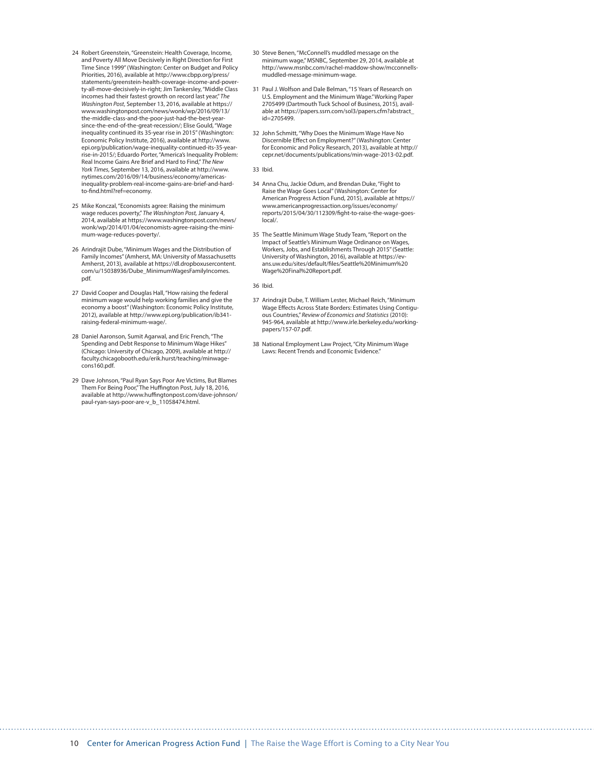24 Robert Greenstein, "Greenstein: Health Coverage, Income, and Poverty All Move Decisively in Right Direction for First Time Since 1999" (Washington: Center on Budget and Policy Priorities, 2016), available at http://www.cbpp.org/press/statements/greenstein-health-coverage-income-and-poverty-all-move-decisively-in-right; Jim Tankersley, "Middle Class incomes had their fastest growth on record last year," *The Washington Post*, September 13, 2016, available at https://www.washingtonpost.com/news/wonk/wp/2016/09/13/the-middle-class-and-the-poor-just-had-the-best-year-since-the-end-of-the-great-recession/; Elise Gould, "Wage inequality continued its 35-year rise in 2015" (Washington: Economic Policy Institute, 2016), available at http://www.epi.org/publication/wage-inequality-continued-its-35-year-rise-in-2015/; Eduardo Porter, "America's Inequality Problem: Real Income Gains Are Brief and Hard to Find," *The New York Times*, September 13, 2016, available at http://www.nytimes.com/2016/09/14/business/economy/americas-inequality-problem-real-income-gains-are-brief-and-hard-to-find.html?ref=economy.

25 Mike Konczal, "Economists agree: Raising the minimum wage reduces poverty," *The Washington Post,* January 4, 2014, available at https://www.washingtonpost.com/news/wonk/wp/2014/01/04/economists-agree-raising-the-minimum-wage-reduces-poverty/.

26 Arindrajit Dube, "Minimum Wages and the Distribution of Family Incomes" (Amherst, MA: University of Massachusetts Amherst, 2013), available at https://dl.dropboxusercontent.com/u/15038936/Dube_MinimumWagesFamilyIncomes.pdf.

27 David Cooper and Douglas Hall, "How raising the federal minimum wage would help working families and give the economy a boost" (Washington: Economic Policy Institute, 2012), available at http://www.epi.org/publication/ib341-raising-federal-minimum-wage/.

28 Daniel Aaronson, Sumit Agarwal, and Eric French, "The Spending and Debt Response to Minimum Wage Hikes" (Chicago: University of Chicago, 2009), available at http://faculty.chicagobooth.edu/erik.hurst/teaching/minwagecons160.pdf.

29 Dave Johnson, "Paul Ryan Says Poor Are Victims, But Blames Them For Being Poor," The Huffington Post, July 18, 2016, available at http://www.huffingtonpost.com/dave-johnson/paul-ryan-says-poor-are-v_b_11058474.html.

30 Steve Benen, "McConnell's muddled message on the minimum wage," MSNBC, September 29, 2014, available at http://www.msnbc.com/rachel-maddow-show/mcconnells-muddled-message-minimum-wage.

31 Paul J. Wolfson and Dale Belman, "15 Years of Research on U.S. Employment and the Minimum Wage." Working Paper 2705499 (Dartmouth Tuck School of Business, 2015), available at https://papers.ssrn.com/sol3/papers.cfm?abstract_id=2705499.

32 John Schmitt, "Why Does the Minimum Wage Have No Discernible Effect on Employment?" (Washington: Center for Economic and Policy Research, 2013), available at http://cepr.net/documents/publications/min-wage-2013-02.pdf.

33 Ibid.

34 Anna Chu, Jackie Odum, and Brendan Duke, "Fight to Raise the Wage Goes Local" (Washington: Center for American Progress Action Fund, 2015), available at https://www.americanprogressaction.org/issues/economy/reports/2015/04/30/112309/fight-to-raise-the-wage-goes-local/.

35 The Seattle Minimum Wage Study Team, "Report on the Impact of Seattle's Minimum Wage Ordinance on Wages, Workers, Jobs, and Establishments Through 2015" (Seattle: University of Washington, 2016), available at https://evans.uw.edu/sites/default/files/Seattle%20Minimum%20Wage%20Final%20Report.pdf.

36 Ibid.

37 Arindrajit Dube, T. William Lester, Michael Reich, "Minimum Wage Effects Across State Borders: Estimates Using Contiguous Countries," *Review of Economics and Statistics* (2010): 945-964, available at http://www.irle.berkeley.edu/workingpapers/157-07.pdf.

38 National Employment Law Project, "City Minimum Wage Laws: Recent Trends and Economic Evidence."